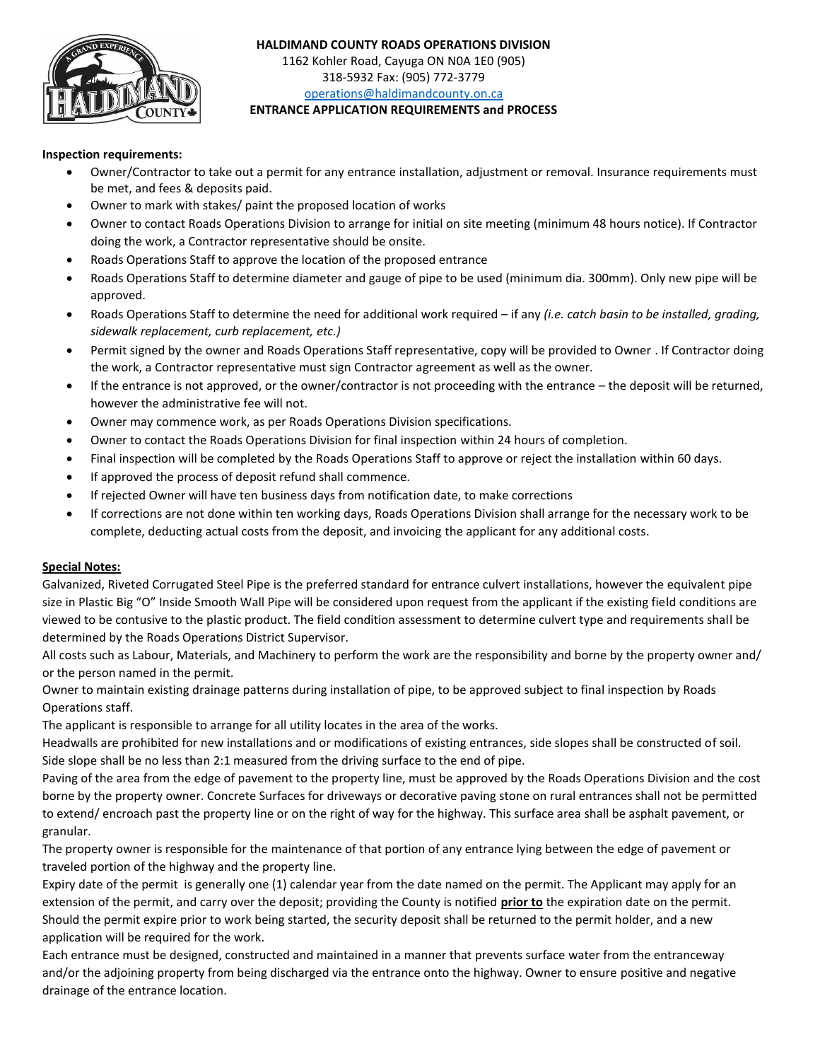**HALDIMAND COUNTY ROADS OPERATIONS DIVISION**
1162 Kohler Road, Cayuga ON N0A 1E0 (905) 318-5932 Fax: (905) 772-3779
operations@haldimandcounty.on.ca
**ENTRANCE APPLICATION REQUIREMENTS and PROCESS**

**Inspection requirements:**

- Owner/Contractor to take out a permit for any entrance installation, adjustment or removal. Insurance requirements must be met, and fees & deposits paid.
- Owner to mark with stakes/ paint the proposed location of works
- Owner to contact Roads Operations Division to arrange for initial on site meeting (minimum 48 hours notice). If Contractor doing the work, a Contractor representative should be onsite.
- Roads Operations Staff to approve the location of the proposed entrance
- Roads Operations Staff to determine diameter and gauge of pipe to be used (minimum dia. 300mm). Only new pipe will be approved.
- Roads Operations Staff to determine the need for additional work required – if any *(i.e. catch basin to be installed, grading, sidewalk replacement, curb replacement, etc.)*
- Permit signed by the owner and Roads Operations Staff representative, copy will be provided to Owner . If Contractor doing the work, a Contractor representative must sign Contractor agreement as well as the owner.
- If the entrance is not approved, or the owner/contractor is not proceeding with the entrance – the deposit will be returned, however the administrative fee will not.
- Owner may commence work, as per Roads Operations Division specifications.
- Owner to contact the Roads Operations Division for final inspection within 24 hours of completion.
- Final inspection will be completed by the Roads Operations Staff to approve or reject the installation within 60 days.
- If approved the process of deposit refund shall commence.
- If rejected Owner will have ten business days from notification date, to make corrections
- If corrections are not done within ten working days, Roads Operations Division shall arrange for the necessary work to be complete, deducting actual costs from the deposit, and invoicing the applicant for any additional costs.

**Special Notes:**

Galvanized, Riveted Corrugated Steel Pipe is the preferred standard for entrance culvert installations, however the equivalent pipe size in Plastic Big "O" Inside Smooth Wall Pipe will be considered upon request from the applicant if the existing field conditions are viewed to be contusive to the plastic product. The field condition assessment to determine culvert type and requirements shall be determined by the Roads Operations District Supervisor.

All costs such as Labour, Materials, and Machinery to perform the work are the responsibility and borne by the property owner and/ or the person named in the permit.

Owner to maintain existing drainage patterns during installation of pipe, to be approved subject to final inspection by Roads Operations staff.

The applicant is responsible to arrange for all utility locates in the area of the works.

Headwalls are prohibited for new installations and or modifications of existing entrances, side slopes shall be constructed of soil. Side slope shall be no less than 2:1 measured from the driving surface to the end of pipe.

Paving of the area from the edge of pavement to the property line, must be approved by the Roads Operations Division and the cost borne by the property owner. Concrete Surfaces for driveways or decorative paving stone on rural entrances shall not be permitted to extend/ encroach past the property line or on the right of way for the highway. This surface area shall be asphalt pavement, or granular.

The property owner is responsible for the maintenance of that portion of any entrance lying between the edge of pavement or traveled portion of the highway and the property line.

Expiry date of the permit is generally one (1) calendar year from the date named on the permit. The Applicant may apply for an extension of the permit, and carry over the deposit; providing the County is notified **prior to** the expiration date on the permit. Should the permit expire prior to work being started, the security deposit shall be returned to the permit holder, and a new application will be required for the work.

Each entrance must be designed, constructed and maintained in a manner that prevents surface water from the entranceway and/or the adjoining property from being discharged via the entrance onto the highway. Owner to ensure positive and negative drainage of the entrance location.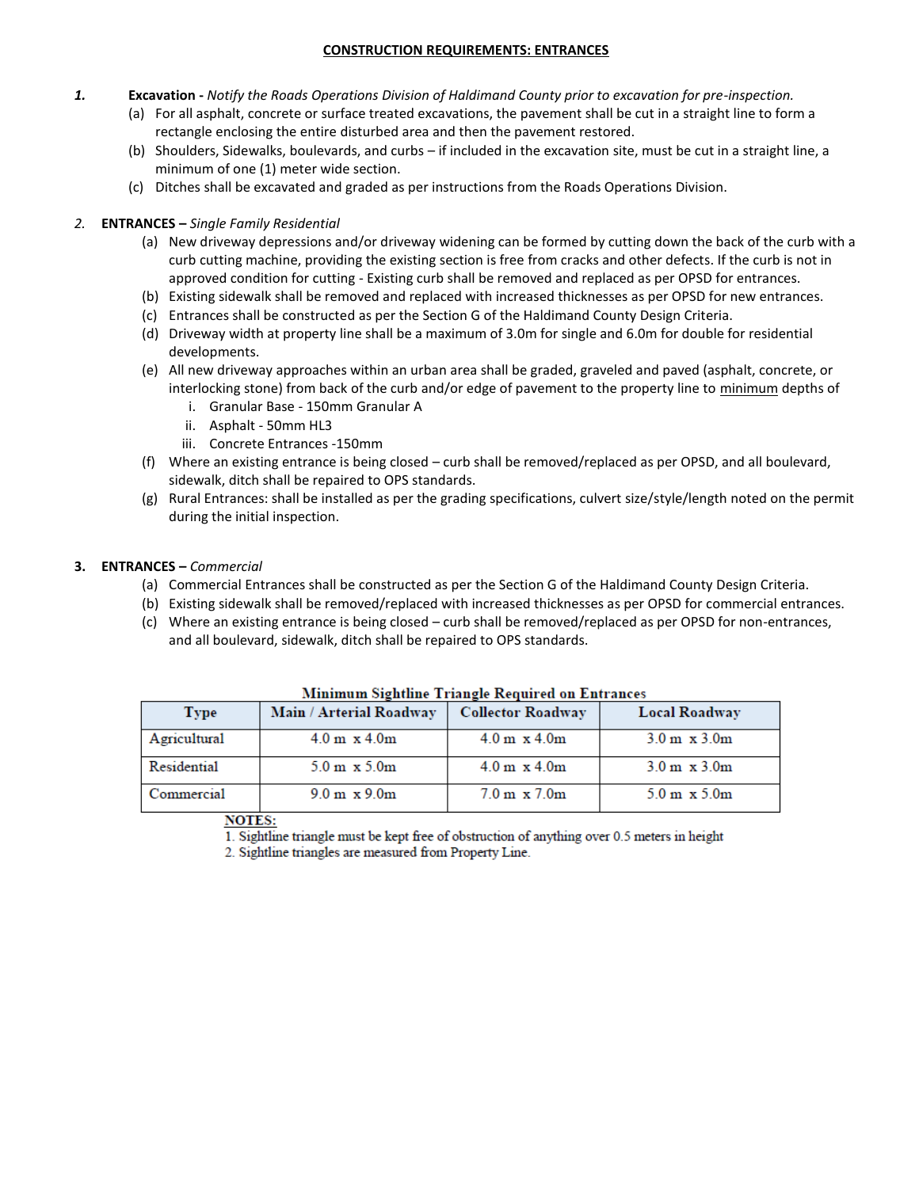## CONSTRUCTION REQUIREMENTS: ENTRANCES

1. **Excavation -** *Notify the Roads Operations Division of Haldimand County prior to excavation for pre-inspection.*
   (a) For all asphalt, concrete or surface treated excavations, the pavement shall be cut in a straight line to form a rectangle enclosing the entire disturbed area and then the pavement restored.
   (b) Shoulders, Sidewalks, boulevards, and curbs – if included in the excavation site, must be cut in a straight line, a minimum of one (1) meter wide section.
   (c) Ditches shall be excavated and graded as per instructions from the Roads Operations Division.

2. **ENTRANCES –** *Single Family Residential*
   (a) New driveway depressions and/or driveway widening can be formed by cutting down the back of the curb with a curb cutting machine, providing the existing section is free from cracks and other defects. If the curb is not in approved condition for cutting - Existing curb shall be removed and replaced as per OPSD for entrances.
   (b) Existing sidewalk shall be removed and replaced with increased thicknesses as per OPSD for new entrances.
   (c) Entrances shall be constructed as per the Section G of the Haldimand County Design Criteria.
   (d) Driveway width at property line shall be a maximum of 3.0m for single and 6.0m for double for residential developments.
   (e) All new driveway approaches within an urban area shall be graded, graveled and paved (asphalt, concrete, or interlocking stone) from back of the curb and/or edge of pavement to the property line to <u>minimum</u> depths of
      i. Granular Base - 150mm Granular A
      ii. Asphalt - 50mm HL3
      iii. Concrete Entrances -150mm
   (f) Where an existing entrance is being closed – curb shall be removed/replaced as per OPSD, and all boulevard, sidewalk, ditch shall be repaired to OPS standards.
   (g) Rural Entrances: shall be installed as per the grading specifications, culvert size/style/length noted on the permit during the initial inspection.

3. **ENTRANCES –** *Commercial*
   (a) Commercial Entrances shall be constructed as per the Section G of the Haldimand County Design Criteria.
   (b) Existing sidewalk shall be removed/replaced with increased thicknesses as per OPSD for commercial entrances.
   (c) Where an existing entrance is being closed – curb shall be removed/replaced as per OPSD for non-entrances, and all boulevard, sidewalk, ditch shall be repaired to OPS standards.

**Minimum Sightline Triangle Required on Entrances**

| Type | Main / Arterial Roadway | Collector Roadway | Local Roadway |
|---|---|---|---|
| Agricultural | 4.0 m x 4.0m | 4.0 m x 4.0m | 3.0 m x 3.0m |
| Residential | 5.0 m x 5.0m | 4.0 m x 4.0m | 3.0 m x 3.0m |
| Commercial | 9.0 m x 9.0m | 7.0 m x 7.0m | 5.0 m x 5.0m |

**NOTES:**
1. Sightline triangle must be kept free of obstruction of anything over 0.5 meters in height
2. Sightline triangles are measured from Property Line.